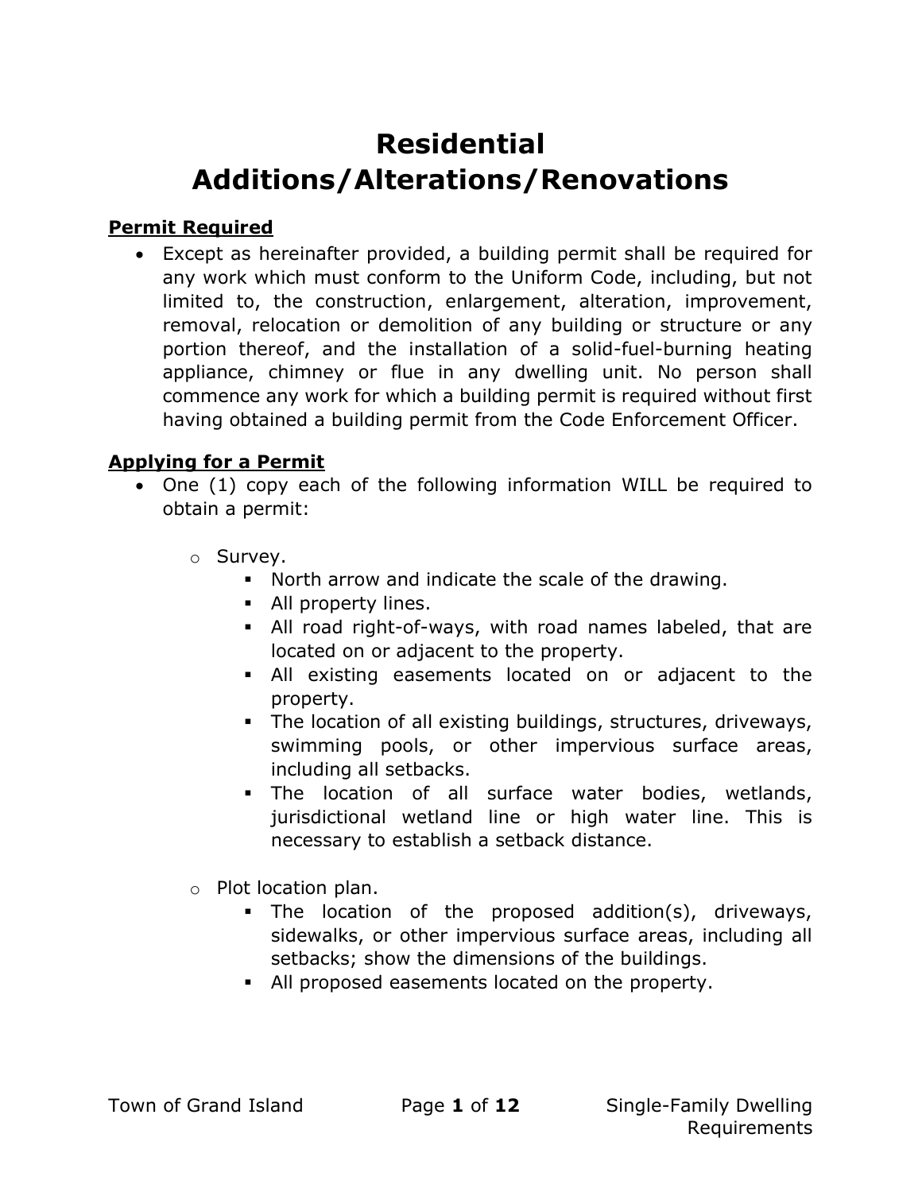# Residential Additions/Alterations/Renovations

## Permit Required

- Except as hereinafter provided, a building permit shall be required for any work which must conform to the Uniform Code, including, but not limited to, the construction, enlargement, alteration, improvement, removal, relocation or demolition of any building or structure or any portion thereof, and the installation of a solid-fuel-burning heating appliance, chimney or flue in any dwelling unit. No person shall commence any work for which a building permit is required without first having obtained a building permit from the Code Enforcement Officer.

## Applying for a Permit

- One (1) copy each of the following information WILL be required to obtain a permit:
  - Survey.
    - North arrow and indicate the scale of the drawing.
    - All property lines.
    - All road right-of-ways, with road names labeled, that are located on or adjacent to the property.
    - All existing easements located on or adjacent to the property.
    - The location of all existing buildings, structures, driveways, swimming pools, or other impervious surface areas, including all setbacks.
    - The location of all surface water bodies, wetlands, jurisdictional wetland line or high water line. This is necessary to establish a setback distance.
  - Plot location plan.
    - The location of the proposed addition(s), driveways, sidewalks, or other impervious surface areas, including all setbacks; show the dimensions of the buildings.
    - All proposed easements located on the property.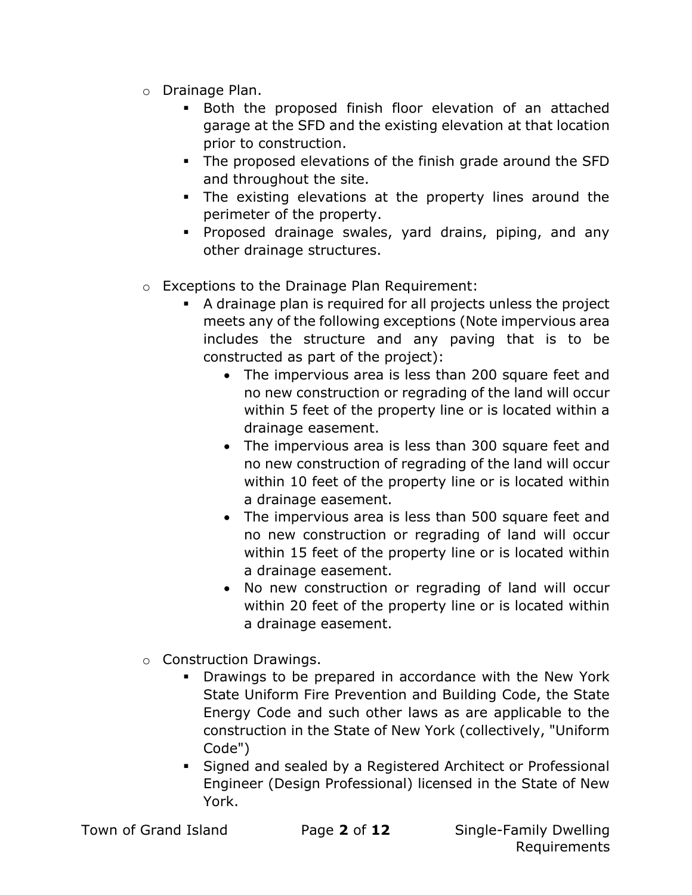- Drainage Plan.
  - Both the proposed finish floor elevation of an attached garage at the SFD and the existing elevation at that location prior to construction.
  - The proposed elevations of the finish grade around the SFD and throughout the site.
  - The existing elevations at the property lines around the perimeter of the property.
  - Proposed drainage swales, yard drains, piping, and any other drainage structures.

- Exceptions to the Drainage Plan Requirement:
  - A drainage plan is required for all projects unless the project meets any of the following exceptions (Note impervious area includes the structure and any paving that is to be constructed as part of the project):
    - The impervious area is less than 200 square feet and no new construction or regrading of the land will occur within 5 feet of the property line or is located within a drainage easement.
    - The impervious area is less than 300 square feet and no new construction of regrading of the land will occur within 10 feet of the property line or is located within a drainage easement.
    - The impervious area is less than 500 square feet and no new construction or regrading of land will occur within 15 feet of the property line or is located within a drainage easement.
    - No new construction or regrading of land will occur within 20 feet of the property line or is located within a drainage easement.

- Construction Drawings.
  - Drawings to be prepared in accordance with the New York State Uniform Fire Prevention and Building Code, the State Energy Code and such other laws as are applicable to the construction in the State of New York (collectively, "Uniform Code")
  - Signed and sealed by a Registered Architect or Professional Engineer (Design Professional) licensed in the State of New York.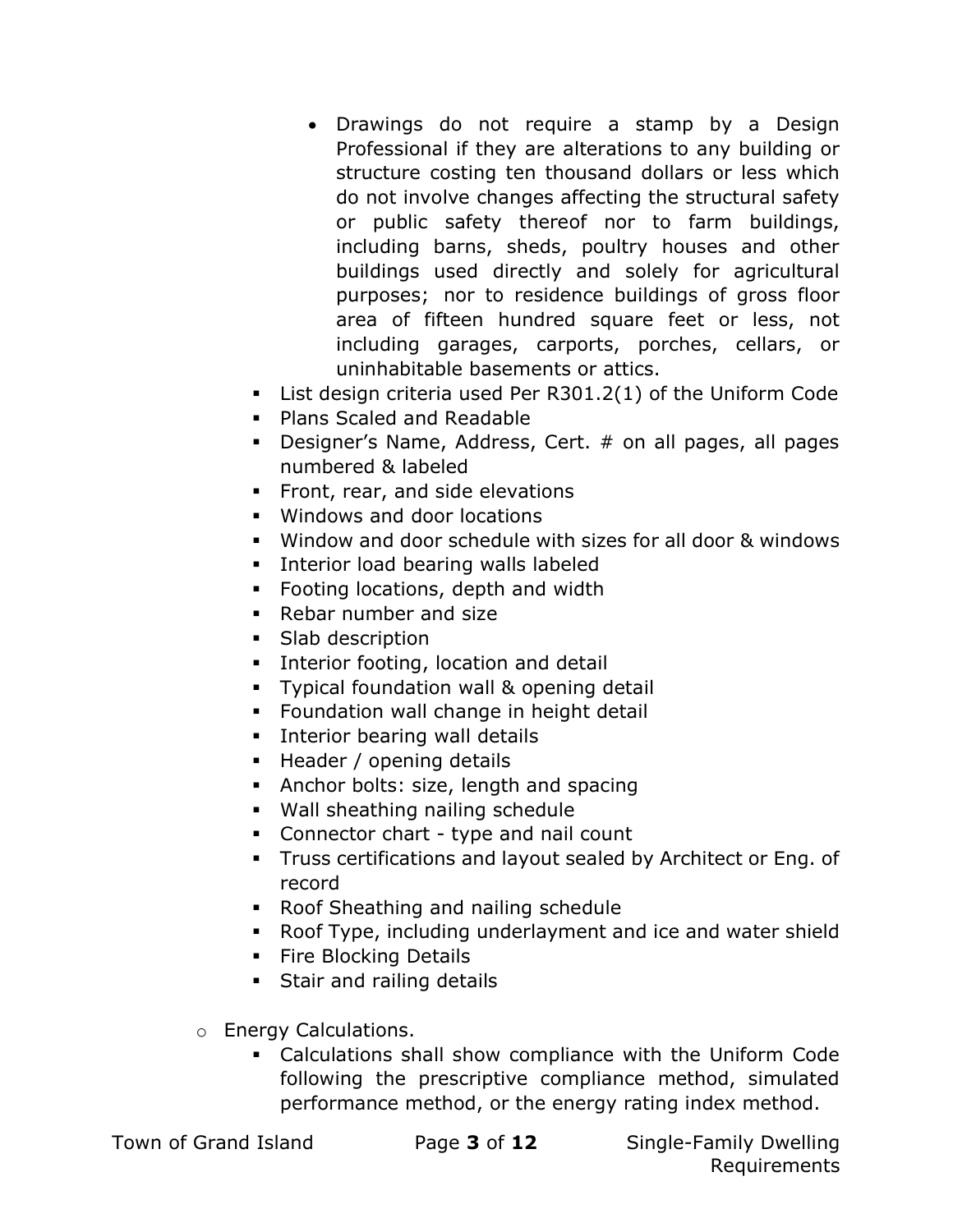- Drawings do not require a stamp by a Design Professional if they are alterations to any building or structure costing ten thousand dollars or less which do not involve changes affecting the structural safety or public safety thereof nor to farm buildings, including barns, sheds, poultry houses and other buildings used directly and solely for agricultural purposes; nor to residence buildings of gross floor area of fifteen hundred square feet or less, not including garages, carports, porches, cellars, or uninhabitable basements or attics.
  - List design criteria used Per R301.2(1) of the Uniform Code
  - Plans Scaled and Readable
  - Designer's Name, Address, Cert. # on all pages, all pages numbered & labeled
  - Front, rear, and side elevations
  - Windows and door locations
  - Window and door schedule with sizes for all door & windows
  - Interior load bearing walls labeled
  - Footing locations, depth and width
  - Rebar number and size
  - Slab description
  - Interior footing, location and detail
  - Typical foundation wall & opening detail
  - Foundation wall change in height detail
  - Interior bearing wall details
  - Header / opening details
  - Anchor bolts: size, length and spacing
  - Wall sheathing nailing schedule
  - Connector chart - type and nail count
  - Truss certifications and layout sealed by Architect or Eng. of record
  - Roof Sheathing and nailing schedule
  - Roof Type, including underlayment and ice and water shield
  - Fire Blocking Details
  - Stair and railing details

- Energy Calculations.
  - Calculations shall show compliance with the Uniform Code following the prescriptive compliance method, simulated performance method, or the energy rating index method.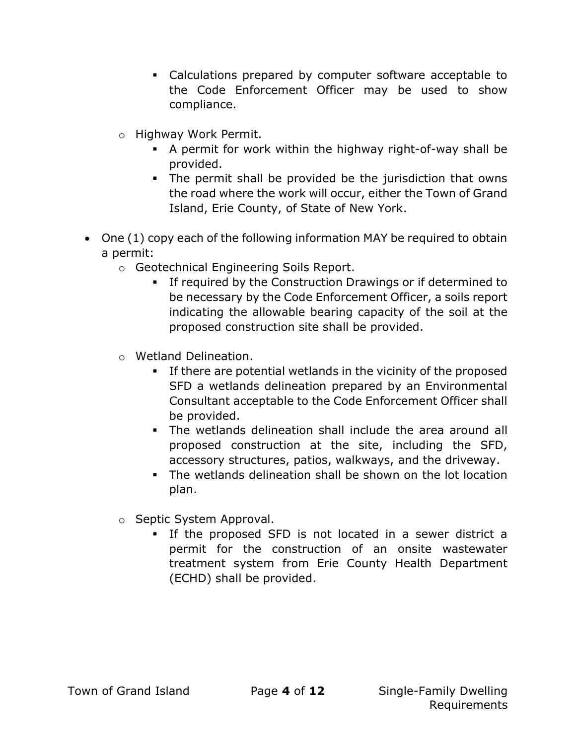- Calculations prepared by computer software acceptable to the Code Enforcement Officer may be used to show compliance.

    - Highway Work Permit.
        - A permit for work within the highway right-of-way shall be provided.
        - The permit shall be provided be the jurisdiction that owns the road where the work will occur, either the Town of Grand Island, Erie County, of State of New York.

- One (1) copy each of the following information MAY be required to obtain a permit:
    - Geotechnical Engineering Soils Report.
        - If required by the Construction Drawings or if determined to be necessary by the Code Enforcement Officer, a soils report indicating the allowable bearing capacity of the soil at the proposed construction site shall be provided.

    - Wetland Delineation.
        - If there are potential wetlands in the vicinity of the proposed SFD a wetlands delineation prepared by an Environmental Consultant acceptable to the Code Enforcement Officer shall be provided.
        - The wetlands delineation shall include the area around all proposed construction at the site, including the SFD, accessory structures, patios, walkways, and the driveway.
        - The wetlands delineation shall be shown on the lot location plan.

    - Septic System Approval.
        - If the proposed SFD is not located in a sewer district a permit for the construction of an onsite wastewater treatment system from Erie County Health Department (ECHD) shall be provided.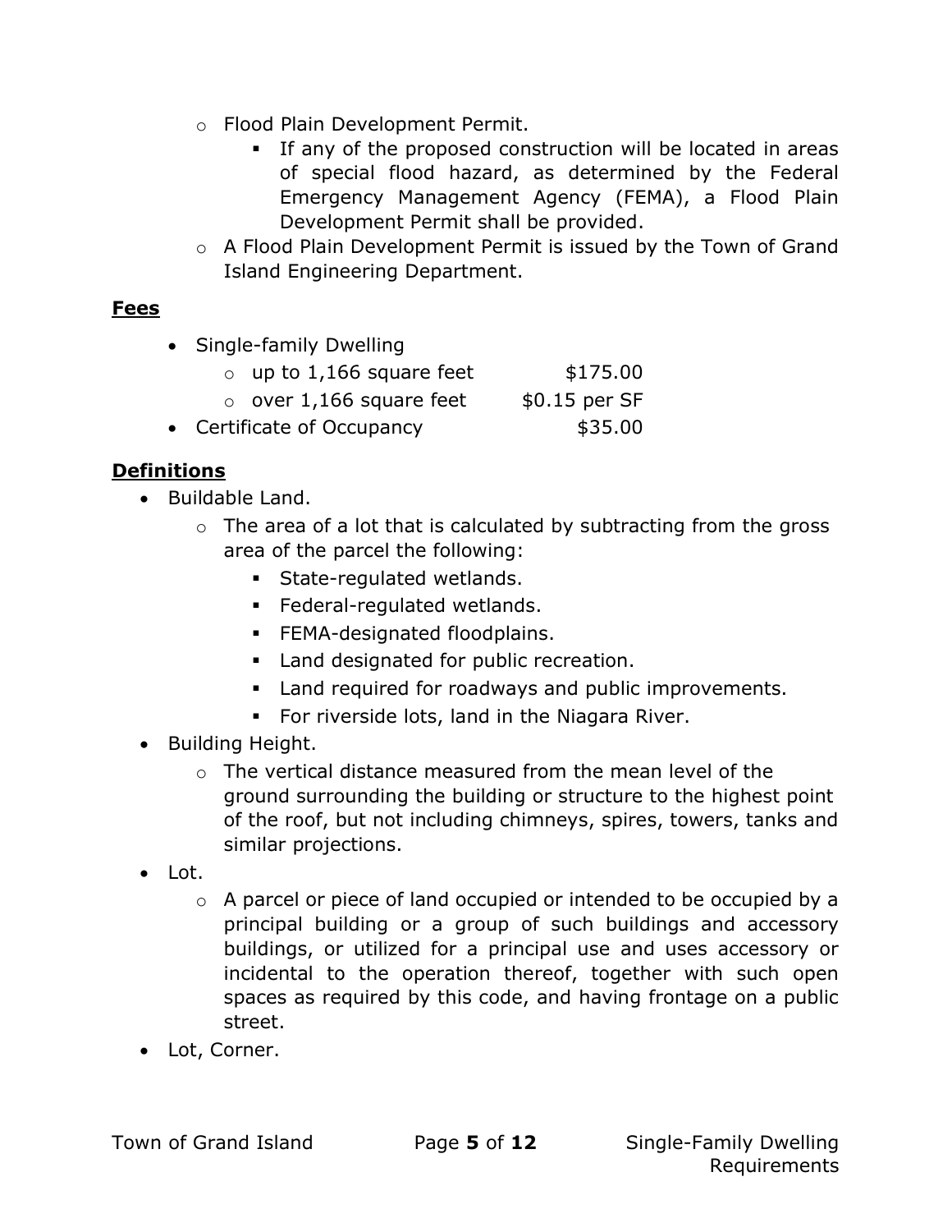- Flood Plain Development Permit.
  - If any of the proposed construction will be located in areas of special flood hazard, as determined by the Federal Emergency Management Agency (FEMA), a Flood Plain Development Permit shall be provided.
- A Flood Plain Development Permit is issued by the Town of Grand Island Engineering Department.

**Fees**

- Single-family Dwelling
  - up to 1,166 square feet $175.00
  - over 1,166 square feet $0.15 per SF
- Certificate of Occupancy $35.00

**Definitions**

- Buildable Land.
  - The area of a lot that is calculated by subtracting from the gross area of the parcel the following:
    - State-regulated wetlands.
    - Federal-regulated wetlands.
    - FEMA-designated floodplains.
    - Land designated for public recreation.
    - Land required for roadways and public improvements.
    - For riverside lots, land in the Niagara River.
- Building Height.
  - The vertical distance measured from the mean level of the ground surrounding the building or structure to the highest point of the roof, but not including chimneys, spires, towers, tanks and similar projections.
- Lot.
  - A parcel or piece of land occupied or intended to be occupied by a principal building or a group of such buildings and accessory buildings, or utilized for a principal use and uses accessory or incidental to the operation thereof, together with such open spaces as required by this code, and having frontage on a public street.
- Lot, Corner.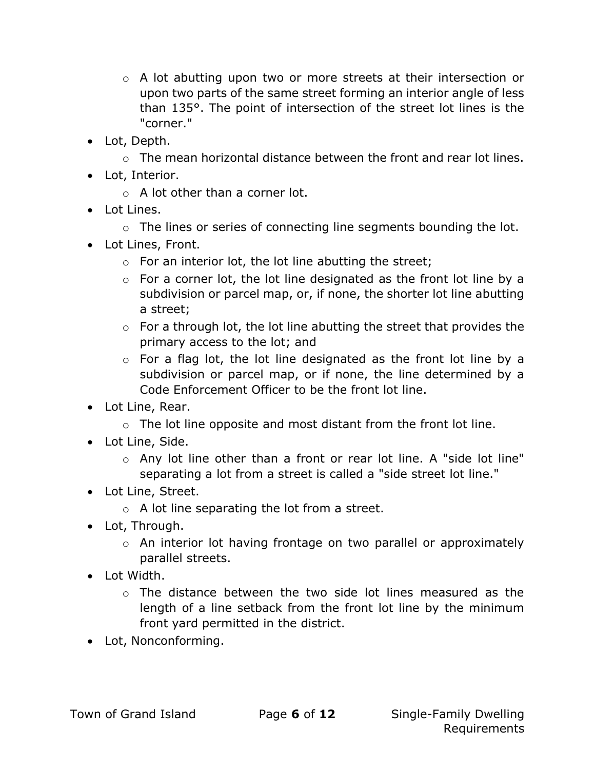- A lot abutting upon two or more streets at their intersection or upon two parts of the same street forming an interior angle of less than 135°. The point of intersection of the street lot lines is the "corner."
- Lot, Depth.
    - The mean horizontal distance between the front and rear lot lines.
- Lot, Interior.
    - A lot other than a corner lot.
- Lot Lines.
    - The lines or series of connecting line segments bounding the lot.
- Lot Lines, Front.
    - For an interior lot, the lot line abutting the street;
    - For a corner lot, the lot line designated as the front lot line by a subdivision or parcel map, or, if none, the shorter lot line abutting a street;
    - For a through lot, the lot line abutting the street that provides the primary access to the lot; and
    - For a flag lot, the lot line designated as the front lot line by a subdivision or parcel map, or if none, the line determined by a Code Enforcement Officer to be the front lot line.
- Lot Line, Rear.
    - The lot line opposite and most distant from the front lot line.
- Lot Line, Side.
    - Any lot line other than a front or rear lot line. A "side lot line" separating a lot from a street is called a "side street lot line."
- Lot Line, Street.
    - A lot line separating the lot from a street.
- Lot, Through.
    - An interior lot having frontage on two parallel or approximately parallel streets.
- Lot Width.
    - The distance between the two side lot lines measured as the length of a line setback from the front lot line by the minimum front yard permitted in the district.
- Lot, Nonconforming.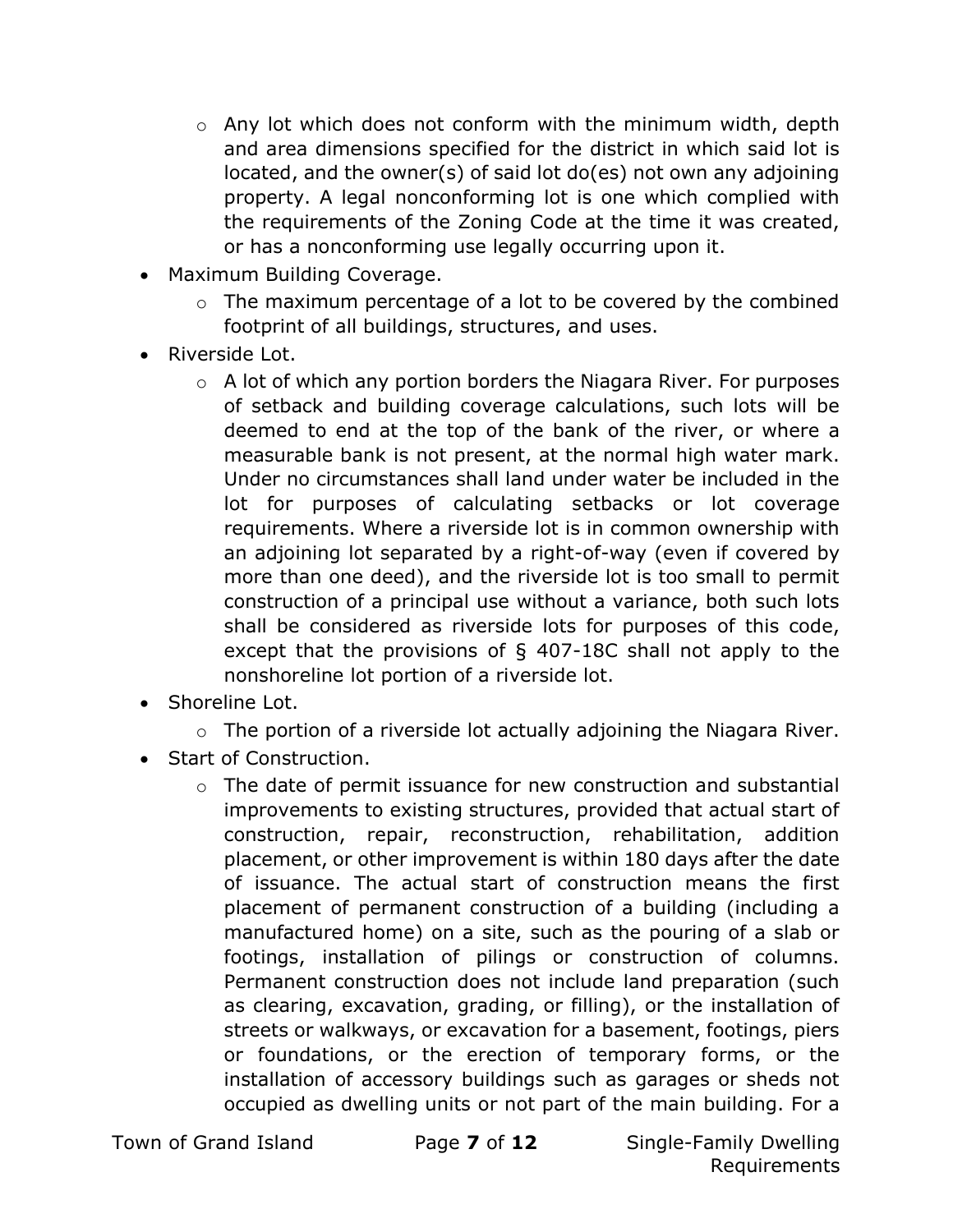- Any lot which does not conform with the minimum width, depth and area dimensions specified for the district in which said lot is located, and the owner(s) of said lot do(es) not own any adjoining property. A legal nonconforming lot is one which complied with the requirements of the Zoning Code at the time it was created, or has a nonconforming use legally occurring upon it.
- Maximum Building Coverage.
    - The maximum percentage of a lot to be covered by the combined footprint of all buildings, structures, and uses.
- Riverside Lot.
    - A lot of which any portion borders the Niagara River. For purposes of setback and building coverage calculations, such lots will be deemed to end at the top of the bank of the river, or where a measurable bank is not present, at the normal high water mark. Under no circumstances shall land under water be included in the lot for purposes of calculating setbacks or lot coverage requirements. Where a riverside lot is in common ownership with an adjoining lot separated by a right-of-way (even if covered by more than one deed), and the riverside lot is too small to permit construction of a principal use without a variance, both such lots shall be considered as riverside lots for purposes of this code, except that the provisions of § 407-18C shall not apply to the nonshoreline lot portion of a riverside lot.
- Shoreline Lot.
    - The portion of a riverside lot actually adjoining the Niagara River.
- Start of Construction.
    - The date of permit issuance for new construction and substantial improvements to existing structures, provided that actual start of construction, repair, reconstruction, rehabilitation, addition placement, or other improvement is within 180 days after the date of issuance. The actual start of construction means the first placement of permanent construction of a building (including a manufactured home) on a site, such as the pouring of a slab or footings, installation of pilings or construction of columns. Permanent construction does not include land preparation (such as clearing, excavation, grading, or filling), or the installation of streets or walkways, or excavation for a basement, footings, piers or foundations, or the erection of temporary forms, or the installation of accessory buildings such as garages or sheds not occupied as dwelling units or not part of the main building. For a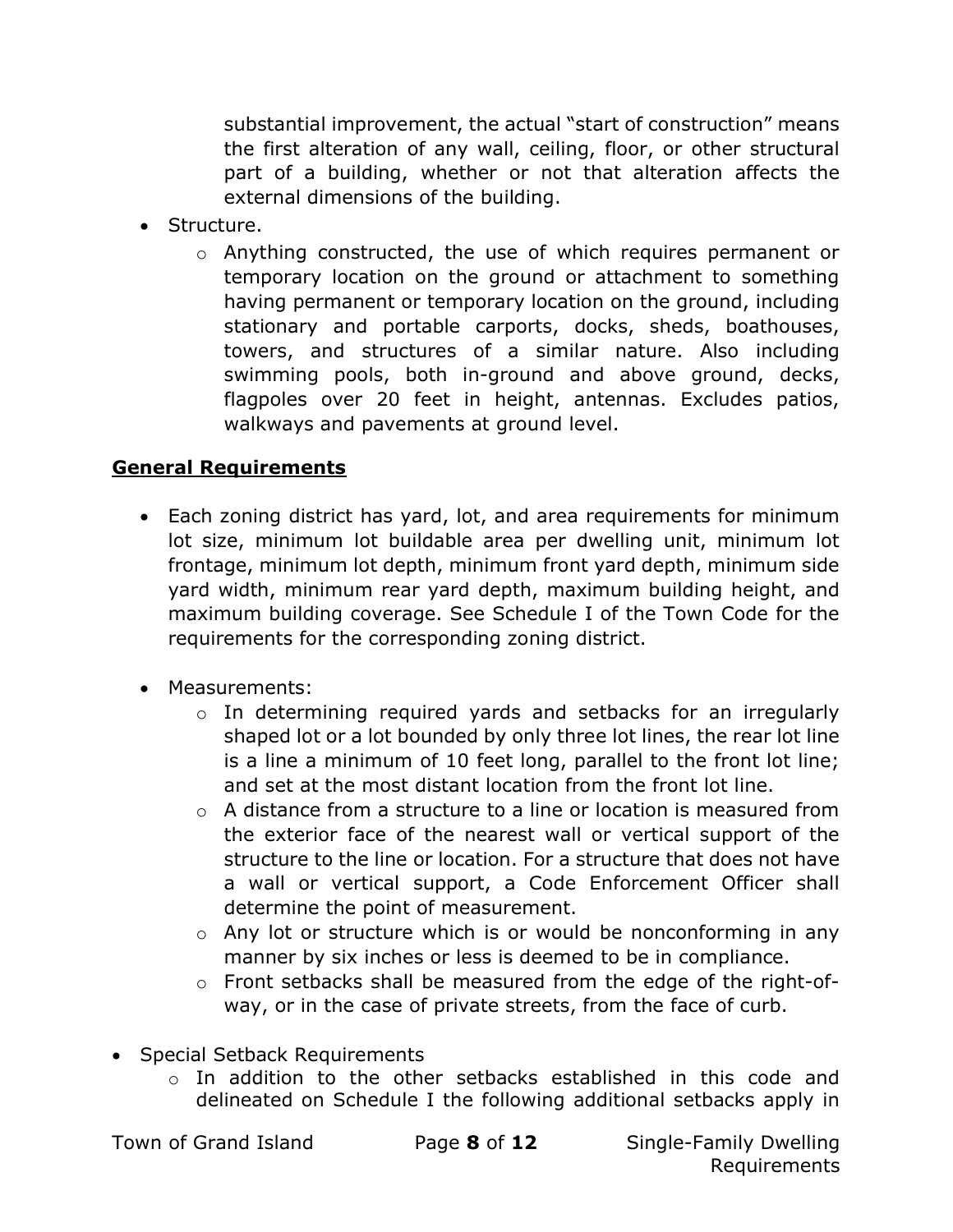substantial improvement, the actual "start of construction" means the first alteration of any wall, ceiling, floor, or other structural part of a building, whether or not that alteration affects the external dimensions of the building.

- Structure.
    - Anything constructed, the use of which requires permanent or temporary location on the ground or attachment to something having permanent or temporary location on the ground, including stationary and portable carports, docks, sheds, boathouses, towers, and structures of a similar nature. Also including swimming pools, both in-ground and above ground, decks, flagpoles over 20 feet in height, antennas. Excludes patios, walkways and pavements at ground level.

## General Requirements

- Each zoning district has yard, lot, and area requirements for minimum lot size, minimum lot buildable area per dwelling unit, minimum lot frontage, minimum lot depth, minimum front yard depth, minimum side yard width, minimum rear yard depth, maximum building height, and maximum building coverage. See Schedule I of the Town Code for the requirements for the corresponding zoning district.

- Measurements:
    - In determining required yards and setbacks for an irregularly shaped lot or a lot bounded by only three lot lines, the rear lot line is a line a minimum of 10 feet long, parallel to the front lot line; and set at the most distant location from the front lot line.
    - A distance from a structure to a line or location is measured from the exterior face of the nearest wall or vertical support of the structure to the line or location. For a structure that does not have a wall or vertical support, a Code Enforcement Officer shall determine the point of measurement.
    - Any lot or structure which is or would be nonconforming in any manner by six inches or less is deemed to be in compliance.
    - Front setbacks shall be measured from the edge of the right-of-way, or in the case of private streets, from the face of curb.

- Special Setback Requirements
    - In addition to the other setbacks established in this code and delineated on Schedule I the following additional setbacks apply in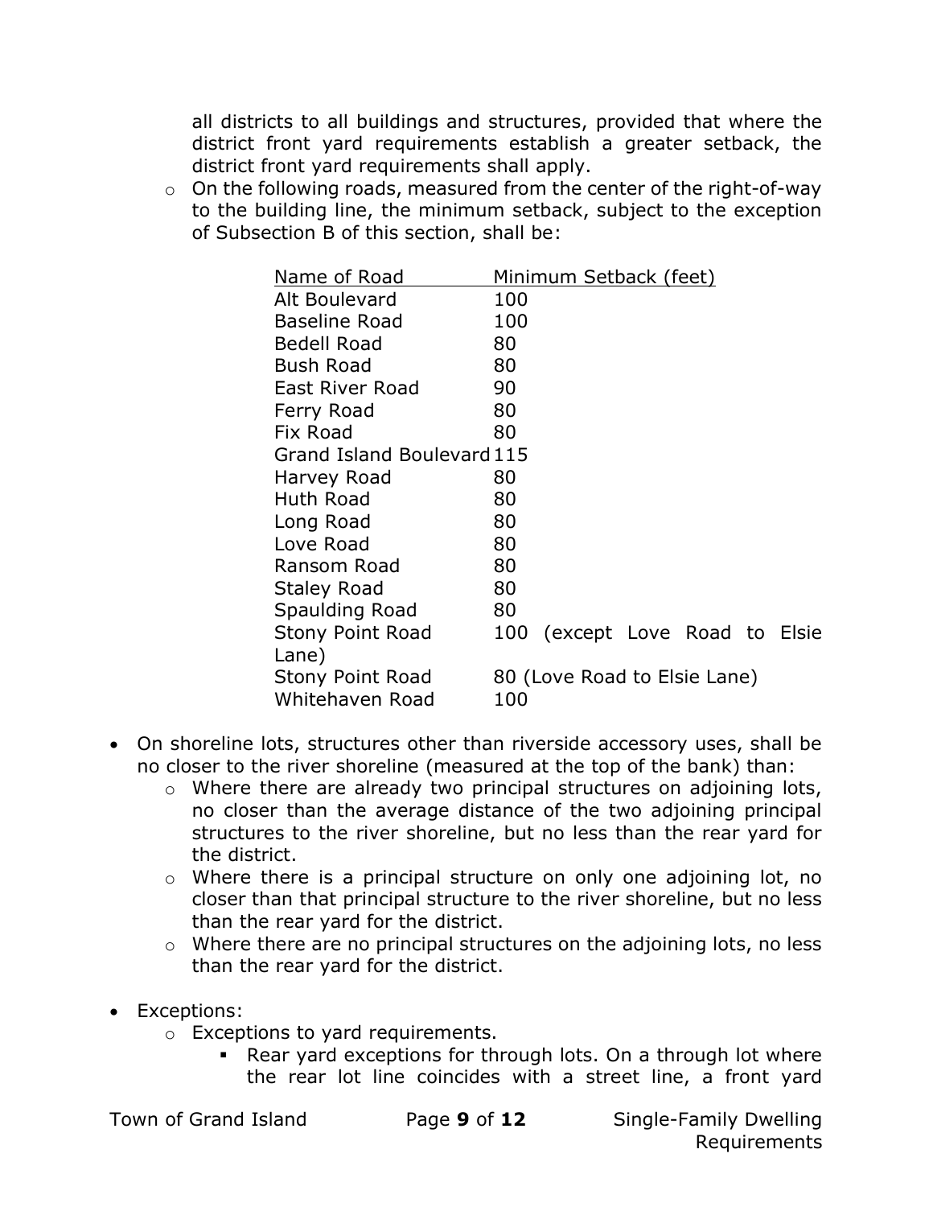all districts to all buildings and structures, provided that where the district front yard requirements establish a greater setback, the district front yard requirements shall apply.

- On the following roads, measured from the center of the right-of-way to the building line, the minimum setback, subject to the exception of Subsection B of this section, shall be:

| Name of Road | Minimum Setback (feet) |
|---|---|
| Alt Boulevard | 100 |
| Baseline Road | 100 |
| Bedell Road | 80 |
| Bush Road | 80 |
| East River Road | 90 |
| Ferry Road | 80 |
| Fix Road | 80 |
| Grand Island Boulevard | 115 |
| Harvey Road | 80 |
| Huth Road | 80 |
| Long Road | 80 |
| Love Road | 80 |
| Ransom Road | 80 |
| Staley Road | 80 |
| Spaulding Road | 80 |
| Stony Point Road | 100 (except Love Road to Elsie Lane) |
| Stony Point Road | 80 (Love Road to Elsie Lane) |
| Whitehaven Road | 100 |

- On shoreline lots, structures other than riverside accessory uses, shall be no closer to the river shoreline (measured at the top of the bank) than:
  - Where there are already two principal structures on adjoining lots, no closer than the average distance of the two adjoining principal structures to the river shoreline, but no less than the rear yard for the district.
  - Where there is a principal structure on only one adjoining lot, no closer than that principal structure to the river shoreline, but no less than the rear yard for the district.
  - Where there are no principal structures on the adjoining lots, no less than the rear yard for the district.

- Exceptions:
  - Exceptions to yard requirements.
    - Rear yard exceptions for through lots. On a through lot where the rear lot line coincides with a street line, a front yard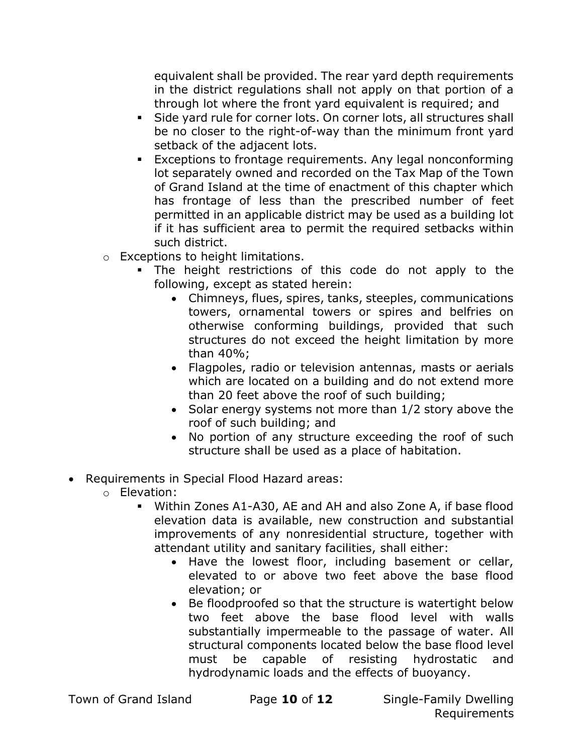equivalent shall be provided. The rear yard depth requirements in the district regulations shall not apply on that portion of a through lot where the front yard equivalent is required; and

    - Side yard rule for corner lots. On corner lots, all structures shall be no closer to the right-of-way than the minimum front yard setback of the adjacent lots.
    - Exceptions to frontage requirements. Any legal nonconforming lot separately owned and recorded on the Tax Map of the Town of Grand Island at the time of enactment of this chapter which has frontage of less than the prescribed number of feet permitted in an applicable district may be used as a building lot if it has sufficient area to permit the required setbacks within such district.
  - Exceptions to height limitations.
    - The height restrictions of this code do not apply to the following, except as stated herein:
      - Chimneys, flues, spires, tanks, steeples, communications towers, ornamental towers or spires and belfries on otherwise conforming buildings, provided that such structures do not exceed the height limitation by more than 40%;
      - Flagpoles, radio or television antennas, masts or aerials which are located on a building and do not extend more than 20 feet above the roof of such building;
      - Solar energy systems not more than 1/2 story above the roof of such building; and
      - No portion of any structure exceeding the roof of such structure shall be used as a place of habitation.

- Requirements in Special Flood Hazard areas:
  - Elevation:
    - Within Zones A1-A30, AE and AH and also Zone A, if base flood elevation data is available, new construction and substantial improvements of any nonresidential structure, together with attendant utility and sanitary facilities, shall either:
      - Have the lowest floor, including basement or cellar, elevated to or above two feet above the base flood elevation; or
      - Be floodproofed so that the structure is watertight below two feet above the base flood level with walls substantially impermeable to the passage of water. All structural components located below the base flood level must be capable of resisting hydrostatic and hydrodynamic loads and the effects of buoyancy.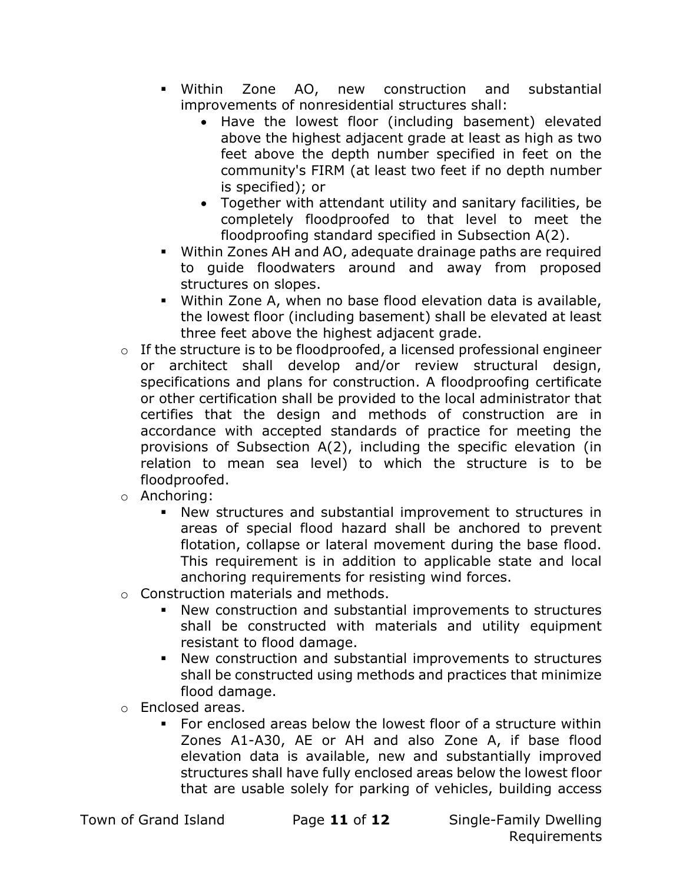- Within Zone AO, new construction and substantial improvements of nonresidential structures shall:
      - Have the lowest floor (including basement) elevated above the highest adjacent grade at least as high as two feet above the depth number specified in feet on the community's FIRM (at least two feet if no depth number is specified); or
      - Together with attendant utility and sanitary facilities, be completely floodproofed to that level to meet the floodproofing standard specified in Subsection A(2).
    - Within Zones AH and AO, adequate drainage paths are required to guide floodwaters around and away from proposed structures on slopes.
    - Within Zone A, when no base flood elevation data is available, the lowest floor (including basement) shall be elevated at least three feet above the highest adjacent grade.
  - If the structure is to be floodproofed, a licensed professional engineer or architect shall develop and/or review structural design, specifications and plans for construction. A floodproofing certificate or other certification shall be provided to the local administrator that certifies that the design and methods of construction are in accordance with accepted standards of practice for meeting the provisions of Subsection A(2), including the specific elevation (in relation to mean sea level) to which the structure is to be floodproofed.
  - Anchoring:
    - New structures and substantial improvement to structures in areas of special flood hazard shall be anchored to prevent flotation, collapse or lateral movement during the base flood. This requirement is in addition to applicable state and local anchoring requirements for resisting wind forces.
  - Construction materials and methods.
    - New construction and substantial improvements to structures shall be constructed with materials and utility equipment resistant to flood damage.
    - New construction and substantial improvements to structures shall be constructed using methods and practices that minimize flood damage.
  - Enclosed areas.
    - For enclosed areas below the lowest floor of a structure within Zones A1-A30, AE or AH and also Zone A, if base flood elevation data is available, new and substantially improved structures shall have fully enclosed areas below the lowest floor that are usable solely for parking of vehicles, building access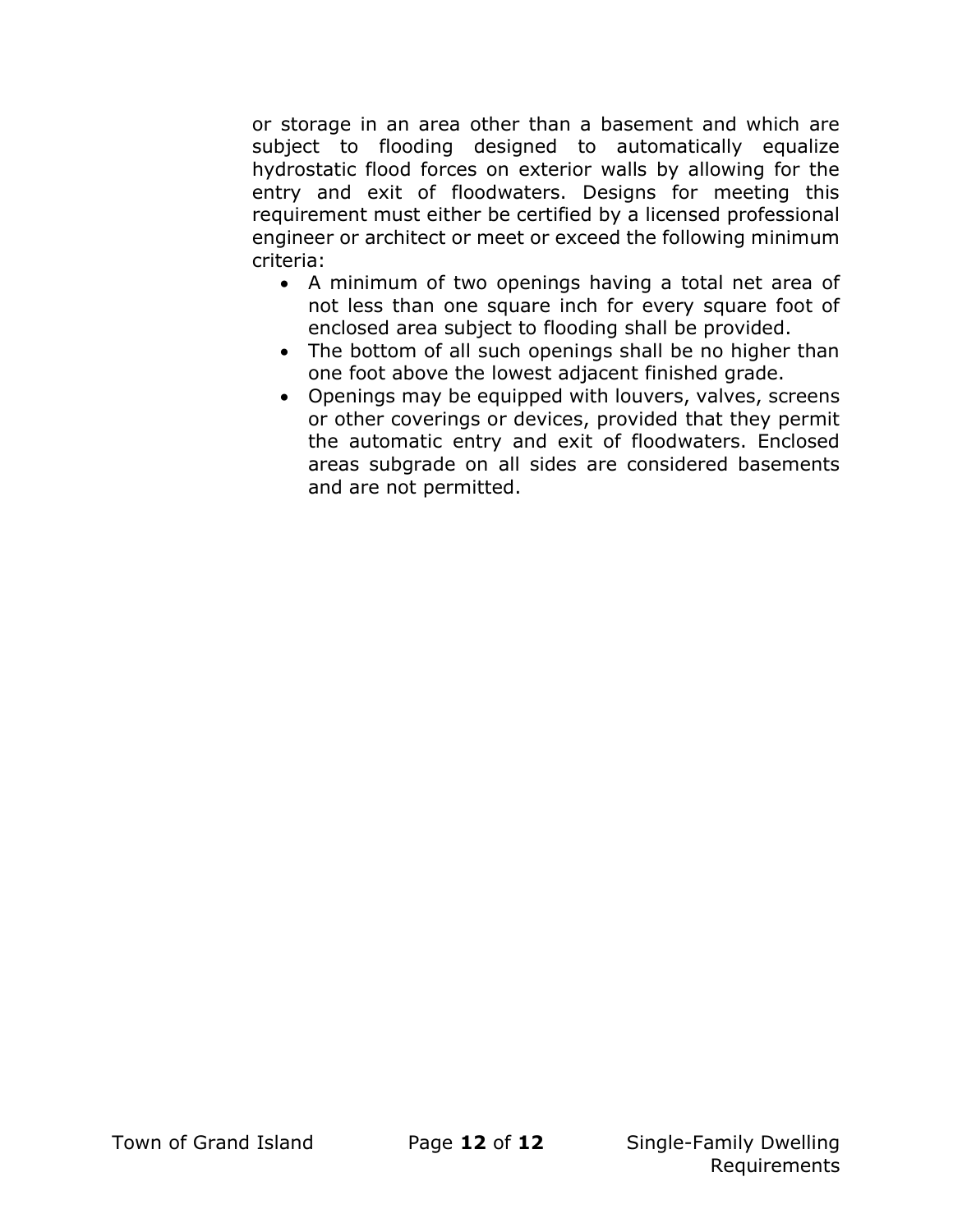or storage in an area other than a basement and which are subject to flooding designed to automatically equalize hydrostatic flood forces on exterior walls by allowing for the entry and exit of floodwaters. Designs for meeting this requirement must either be certified by a licensed professional engineer or architect or meet or exceed the following minimum criteria:

- A minimum of two openings having a total net area of not less than one square inch for every square foot of enclosed area subject to flooding shall be provided.
- The bottom of all such openings shall be no higher than one foot above the lowest adjacent finished grade.
- Openings may be equipped with louvers, valves, screens or other coverings or devices, provided that they permit the automatic entry and exit of floodwaters. Enclosed areas subgrade on all sides are considered basements and are not permitted.